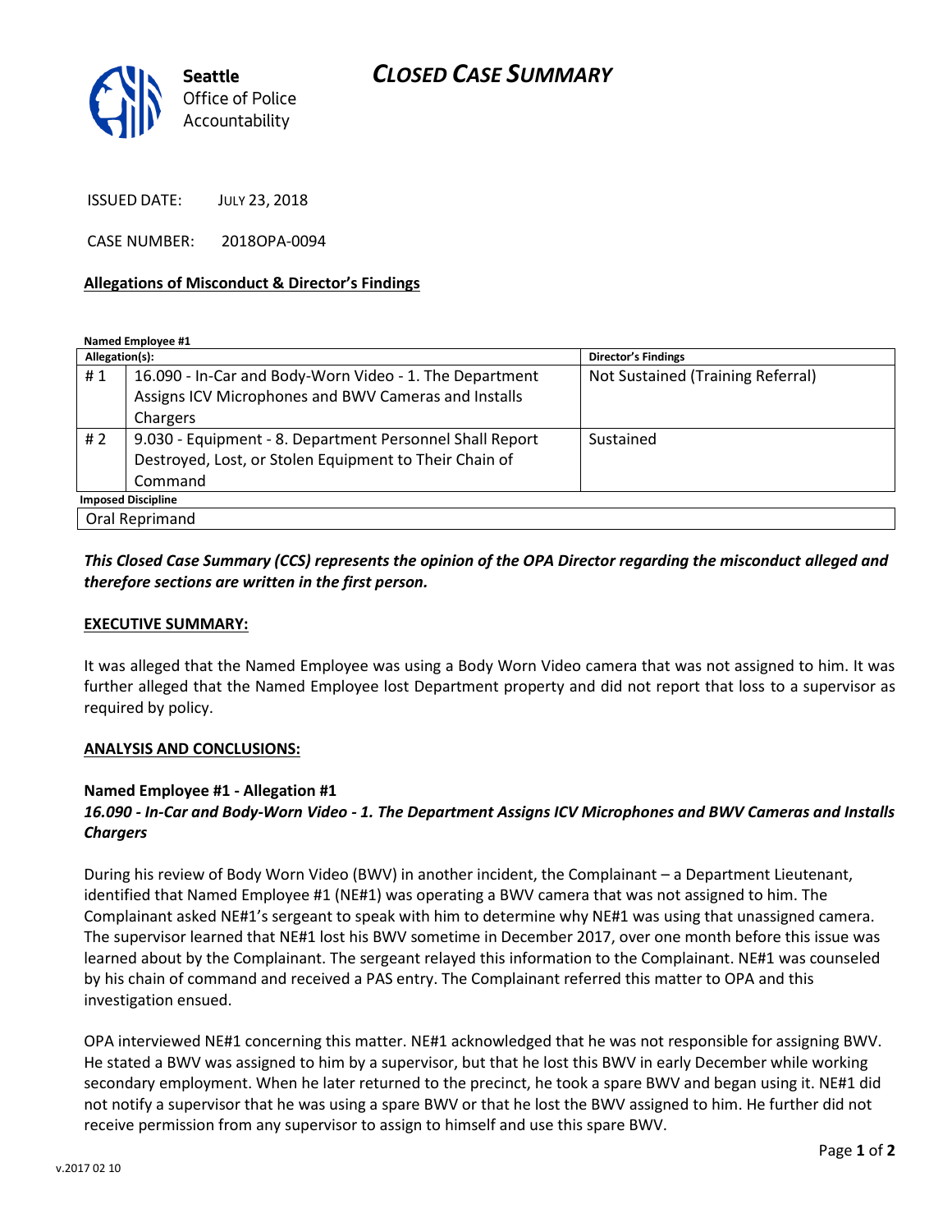# CLOSED CASE SUMMARY

Seattle Office of Police Accountability

ISSUED DATE: JULY 23, 2018

CASE NUMBER: 2018OPA-0094

## Allegations of Misconduct & Director's Findings

**Named Employee #1**

| Allegation(s): | | Director's Findings |
|---|---|---|
| # 1 | 16.090 - In-Car and Body-Worn Video - 1. The Department Assigns ICV Microphones and BWV Cameras and Installs Chargers | Not Sustained (Training Referral) |
| # 2 | 9.030 - Equipment - 8. Department Personnel Shall Report Destroyed, Lost, or Stolen Equipment to Their Chain of Command | Sustained |

| Imposed Discipline |
|---|
| Oral Reprimand |

***This Closed Case Summary (CCS) represents the opinion of the OPA Director regarding the misconduct alleged and therefore sections are written in the first person.***

## EXECUTIVE SUMMARY:

It was alleged that the Named Employee was using a Body Worn Video camera that was not assigned to him. It was further alleged that the Named Employee lost Department property and did not report that loss to a supervisor as required by policy.

## ANALYSIS AND CONCLUSIONS:

### Named Employee #1 - Allegation #1
***16.090 - In-Car and Body-Worn Video - 1. The Department Assigns ICV Microphones and BWV Cameras and Installs Chargers***

During his review of Body Worn Video (BWV) in another incident, the Complainant – a Department Lieutenant, identified that Named Employee #1 (NE#1) was operating a BWV camera that was not assigned to him. The Complainant asked NE#1's sergeant to speak with him to determine why NE#1 was using that unassigned camera. The supervisor learned that NE#1 lost his BWV sometime in December 2017, over one month before this issue was learned about by the Complainant. The sergeant relayed this information to the Complainant. NE#1 was counseled by his chain of command and received a PAS entry. The Complainant referred this matter to OPA and this investigation ensued.

OPA interviewed NE#1 concerning this matter. NE#1 acknowledged that he was not responsible for assigning BWV. He stated a BWV was assigned to him by a supervisor, but that he lost this BWV in early December while working secondary employment. When he later returned to the precinct, he took a spare BWV and began using it. NE#1 did not notify a supervisor that he was using a spare BWV or that he lost the BWV assigned to him. He further did not receive permission from any supervisor to assign to himself and use this spare BWV.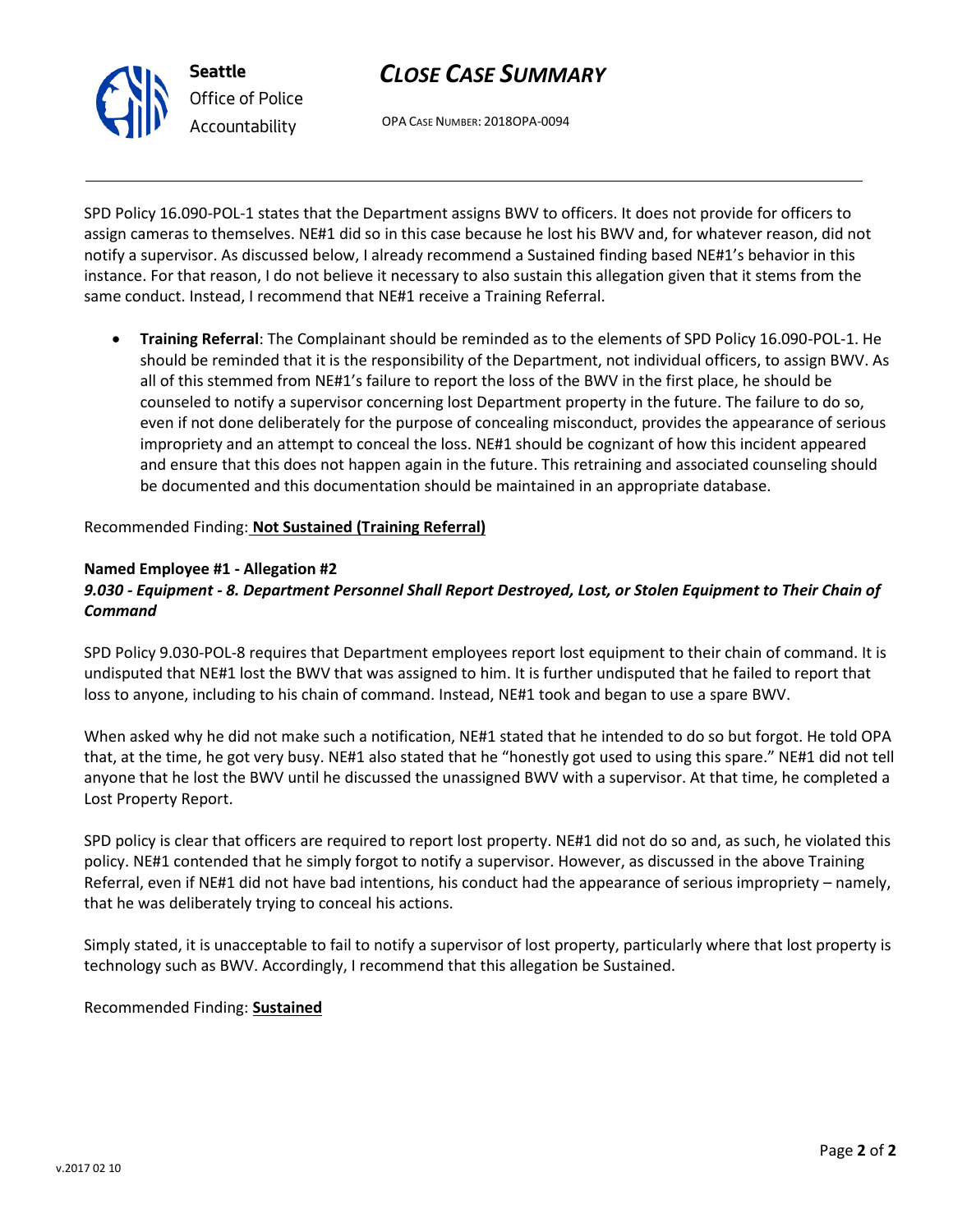SPD Policy 16.090-POL-1 states that the Department assigns BWV to officers. It does not provide for officers to assign cameras to themselves. NE#1 did so in this case because he lost his BWV and, for whatever reason, did not notify a supervisor. As discussed below, I already recommend a Sustained finding based NE#1's behavior in this instance. For that reason, I do not believe it necessary to also sustain this allegation given that it stems from the same conduct. Instead, I recommend that NE#1 receive a Training Referral.

- **Training Referral**: The Complainant should be reminded as to the elements of SPD Policy 16.090-POL-1. He should be reminded that it is the responsibility of the Department, not individual officers, to assign BWV. As all of this stemmed from NE#1's failure to report the loss of the BWV in the first place, he should be counseled to notify a supervisor concerning lost Department property in the future. The failure to do so, even if not done deliberately for the purpose of concealing misconduct, provides the appearance of serious impropriety and an attempt to conceal the loss. NE#1 should be cognizant of how this incident appeared and ensure that this does not happen again in the future. This retraining and associated counseling should be documented and this documentation should be maintained in an appropriate database.

Recommended Finding: **Not Sustained (Training Referral)**

**Named Employee #1 - Allegation #2**
***9.030 - Equipment - 8. Department Personnel Shall Report Destroyed, Lost, or Stolen Equipment to Their Chain of Command***

SPD Policy 9.030-POL-8 requires that Department employees report lost equipment to their chain of command. It is undisputed that NE#1 lost the BWV that was assigned to him. It is further undisputed that he failed to report that loss to anyone, including to his chain of command. Instead, NE#1 took and began to use a spare BWV.

When asked why he did not make such a notification, NE#1 stated that he intended to do so but forgot. He told OPA that, at the time, he got very busy. NE#1 also stated that he "honestly got used to using this spare." NE#1 did not tell anyone that he lost the BWV until he discussed the unassigned BWV with a supervisor. At that time, he completed a Lost Property Report.

SPD policy is clear that officers are required to report lost property. NE#1 did not do so and, as such, he violated this policy. NE#1 contended that he simply forgot to notify a supervisor. However, as discussed in the above Training Referral, even if NE#1 did not have bad intentions, his conduct had the appearance of serious impropriety – namely, that he was deliberately trying to conceal his actions.

Simply stated, it is unacceptable to fail to notify a supervisor of lost property, particularly where that lost property is technology such as BWV. Accordingly, I recommend that this allegation be Sustained.

Recommended Finding: **Sustained**